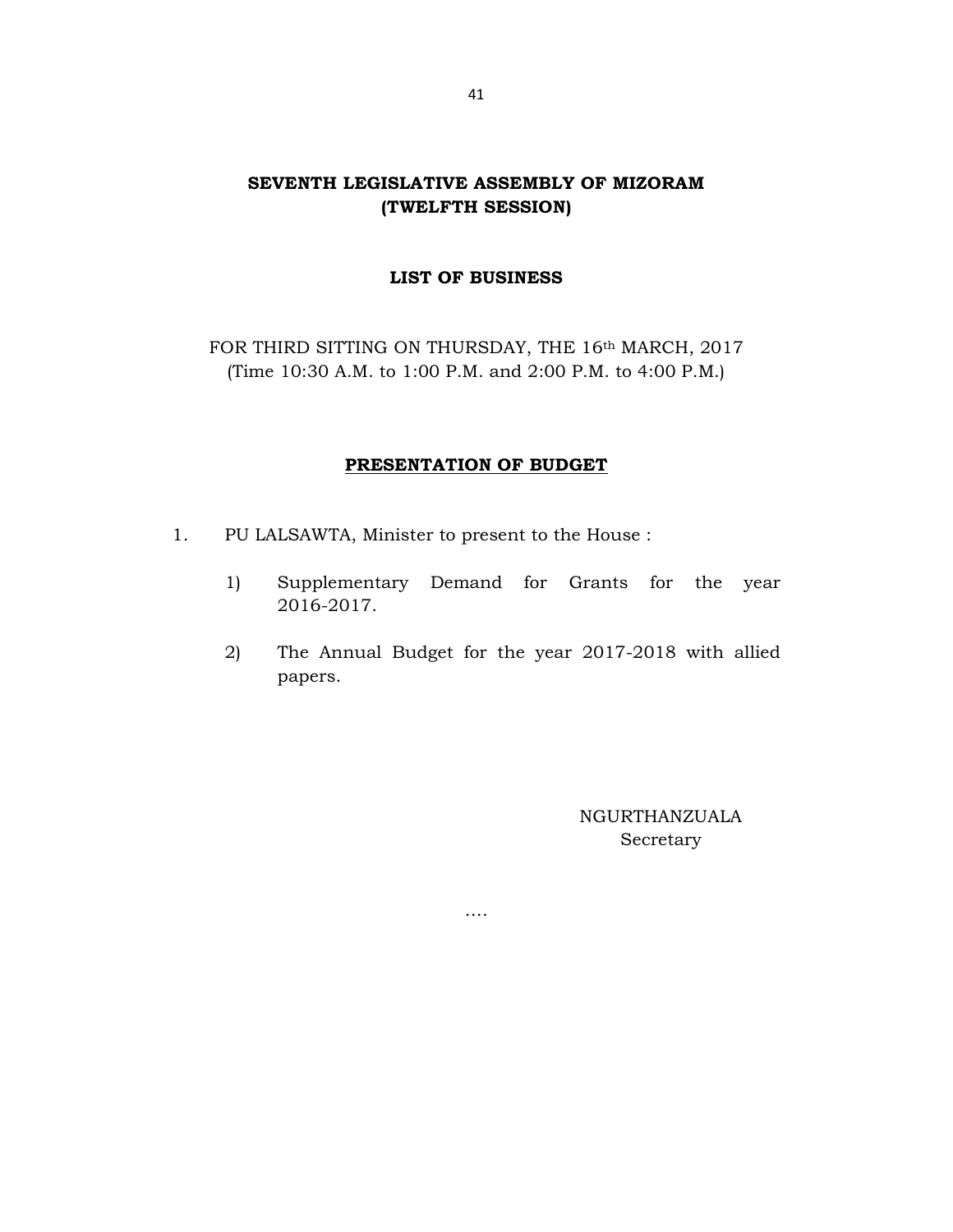# SEVENTH LEGISLATIVE ASSEMBLY OF MIZORAM
# (TWELFTH SESSION)

## LIST OF BUSINESS

FOR THIRD SITTING ON THURSDAY, THE 16th MARCH, 2017
(Time 10:30 A.M. to 1:00 P.M. and 2:00 P.M. to 4:00 P.M.)

## PRESENTATION OF BUDGET

1. PU LALSAWTA, Minister to present to the House :

    1) Supplementary Demand for Grants for the year 2016-2017.

    2) The Annual Budget for the year 2017-2018 with allied papers.

NGURTHANZUALA
Secretary

….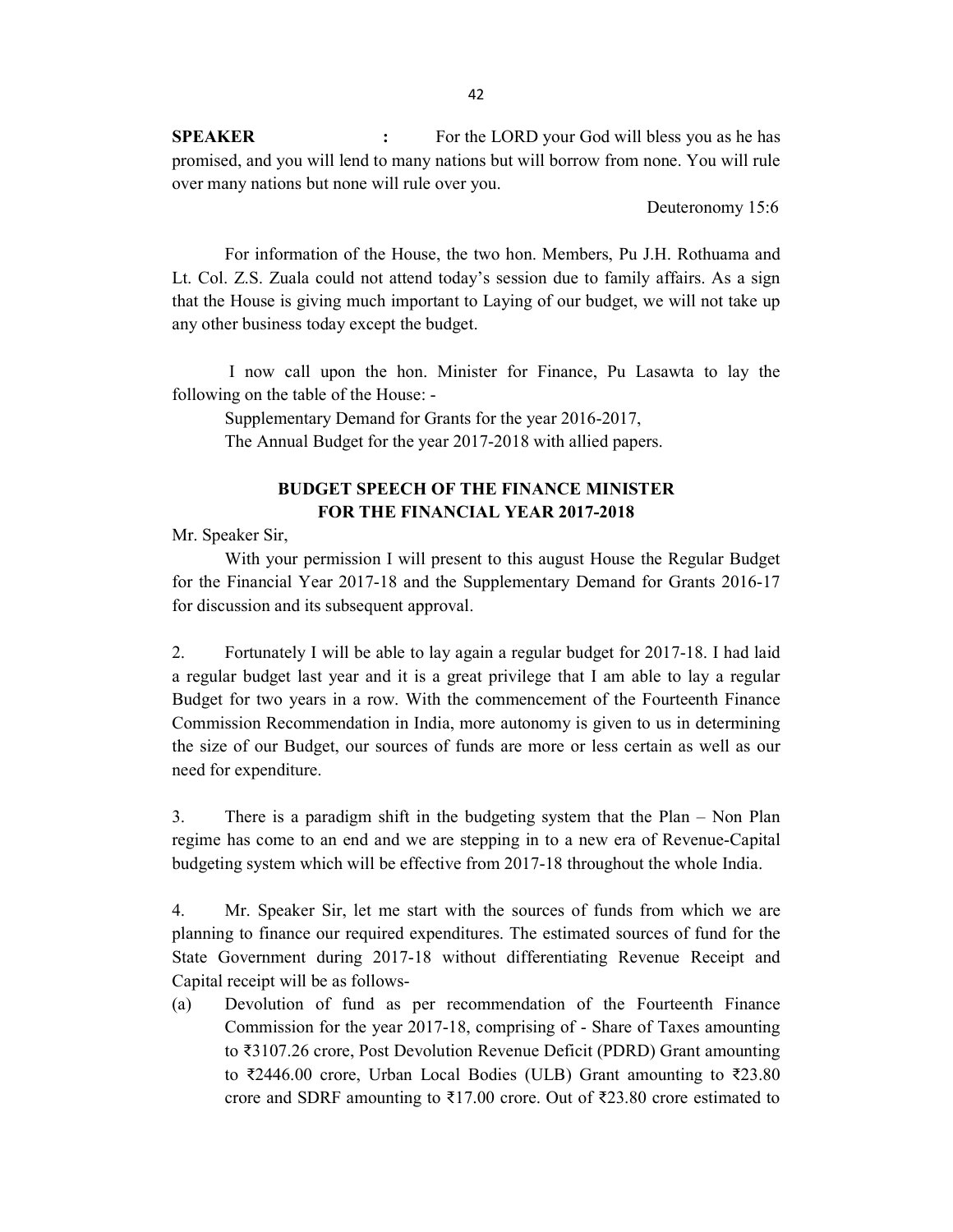**SPEAKER** : For the LORD your God will bless you as he has promised, and you will lend to many nations but will borrow from none. You will rule over many nations but none will rule over you.

Deuteronomy 15:6

For information of the House, the two hon. Members, Pu J.H. Rothuama and Lt. Col. Z.S. Zuala could not attend today's session due to family affairs. As a sign that the House is giving much important to Laying of our budget, we will not take up any other business today except the budget.

I now call upon the hon. Minister for Finance, Pu Lasawta to lay the following on the table of the House: -

Supplementary Demand for Grants for the year 2016-2017,

The Annual Budget for the year 2017-2018 with allied papers.

## BUDGET SPEECH OF THE FINANCE MINISTER FOR THE FINANCIAL YEAR 2017-2018

Mr. Speaker Sir,

With your permission I will present to this august House the Regular Budget for the Financial Year 2017-18 and the Supplementary Demand for Grants 2016-17 for discussion and its subsequent approval.

2. Fortunately I will be able to lay again a regular budget for 2017-18. I had laid a regular budget last year and it is a great privilege that I am able to lay a regular Budget for two years in a row. With the commencement of the Fourteenth Finance Commission Recommendation in India, more autonomy is given to us in determining the size of our Budget, our sources of funds are more or less certain as well as our need for expenditure.

3. There is a paradigm shift in the budgeting system that the Plan – Non Plan regime has come to an end and we are stepping in to a new era of Revenue-Capital budgeting system which will be effective from 2017-18 throughout the whole India.

4. Mr. Speaker Sir, let me start with the sources of funds from which we are planning to finance our required expenditures. The estimated sources of fund for the State Government during 2017-18 without differentiating Revenue Receipt and Capital receipt will be as follows-

(a) Devolution of fund as per recommendation of the Fourteenth Finance Commission for the year 2017-18, comprising of - Share of Taxes amounting to ₹3107.26 crore, Post Devolution Revenue Deficit (PDRD) Grant amounting to ₹2446.00 crore, Urban Local Bodies (ULB) Grant amounting to ₹23.80 crore and SDRF amounting to ₹17.00 crore. Out of ₹23.80 crore estimated to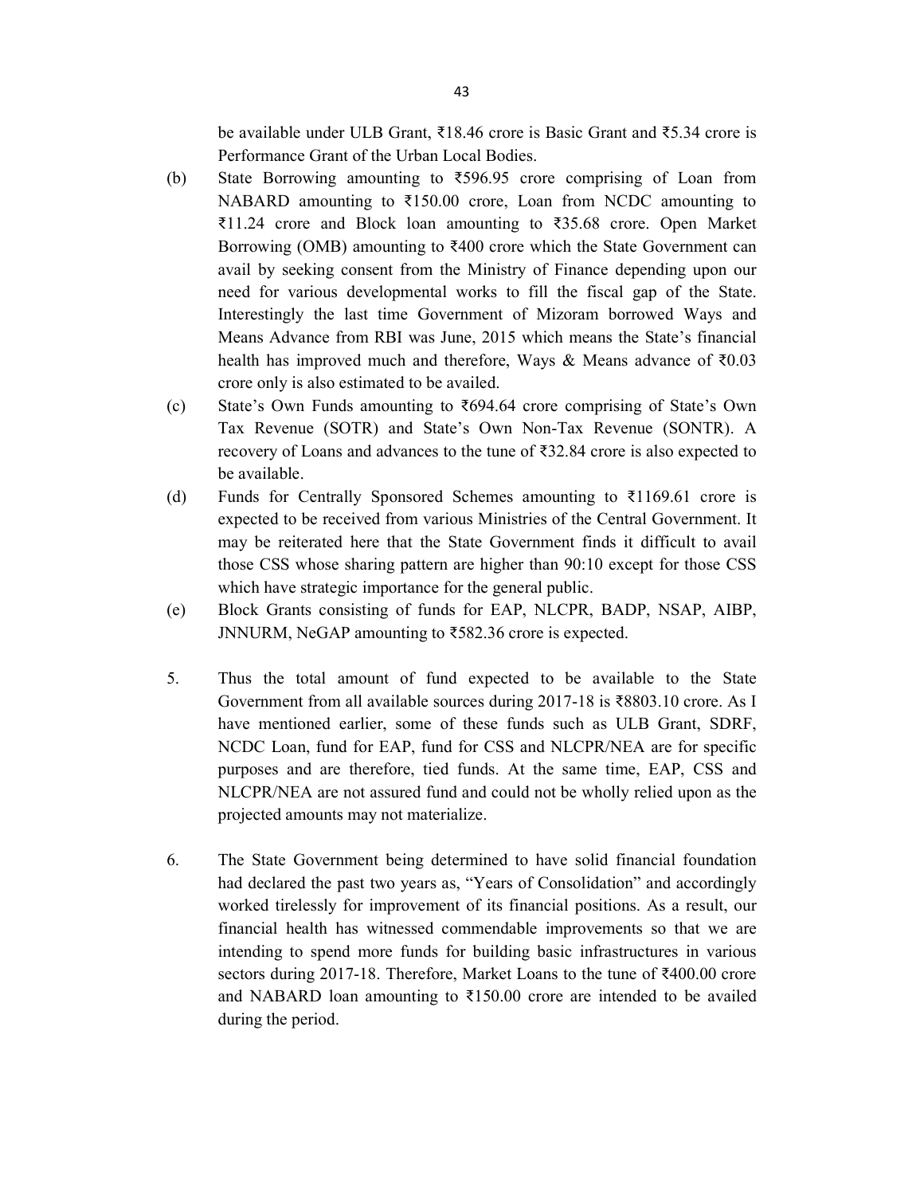be available under ULB Grant, ₹18.46 crore is Basic Grant and ₹5.34 crore is Performance Grant of the Urban Local Bodies.

(b) State Borrowing amounting to ₹596.95 crore comprising of Loan from NABARD amounting to ₹150.00 crore, Loan from NCDC amounting to ₹11.24 crore and Block loan amounting to ₹35.68 crore. Open Market Borrowing (OMB) amounting to ₹400 crore which the State Government can avail by seeking consent from the Ministry of Finance depending upon our need for various developmental works to fill the fiscal gap of the State. Interestingly the last time Government of Mizoram borrowed Ways and Means Advance from RBI was June, 2015 which means the State's financial health has improved much and therefore, Ways & Means advance of ₹0.03 crore only is also estimated to be availed.

(c) State's Own Funds amounting to ₹694.64 crore comprising of State's Own Tax Revenue (SOTR) and State's Own Non-Tax Revenue (SONTR). A recovery of Loans and advances to the tune of ₹32.84 crore is also expected to be available.

(d) Funds for Centrally Sponsored Schemes amounting to ₹1169.61 crore is expected to be received from various Ministries of the Central Government. It may be reiterated here that the State Government finds it difficult to avail those CSS whose sharing pattern are higher than 90:10 except for those CSS which have strategic importance for the general public.

(e) Block Grants consisting of funds for EAP, NLCPR, BADP, NSAP, AIBP, JNNURM, NeGAP amounting to ₹582.36 crore is expected.

5. Thus the total amount of fund expected to be available to the State Government from all available sources during 2017-18 is ₹8803.10 crore. As I have mentioned earlier, some of these funds such as ULB Grant, SDRF, NCDC Loan, fund for EAP, fund for CSS and NLCPR/NEA are for specific purposes and are therefore, tied funds. At the same time, EAP, CSS and NLCPR/NEA are not assured fund and could not be wholly relied upon as the projected amounts may not materialize.

6. The State Government being determined to have solid financial foundation had declared the past two years as, "Years of Consolidation" and accordingly worked tirelessly for improvement of its financial positions. As a result, our financial health has witnessed commendable improvements so that we are intending to spend more funds for building basic infrastructures in various sectors during 2017-18. Therefore, Market Loans to the tune of ₹400.00 crore and NABARD loan amounting to ₹150.00 crore are intended to be availed during the period.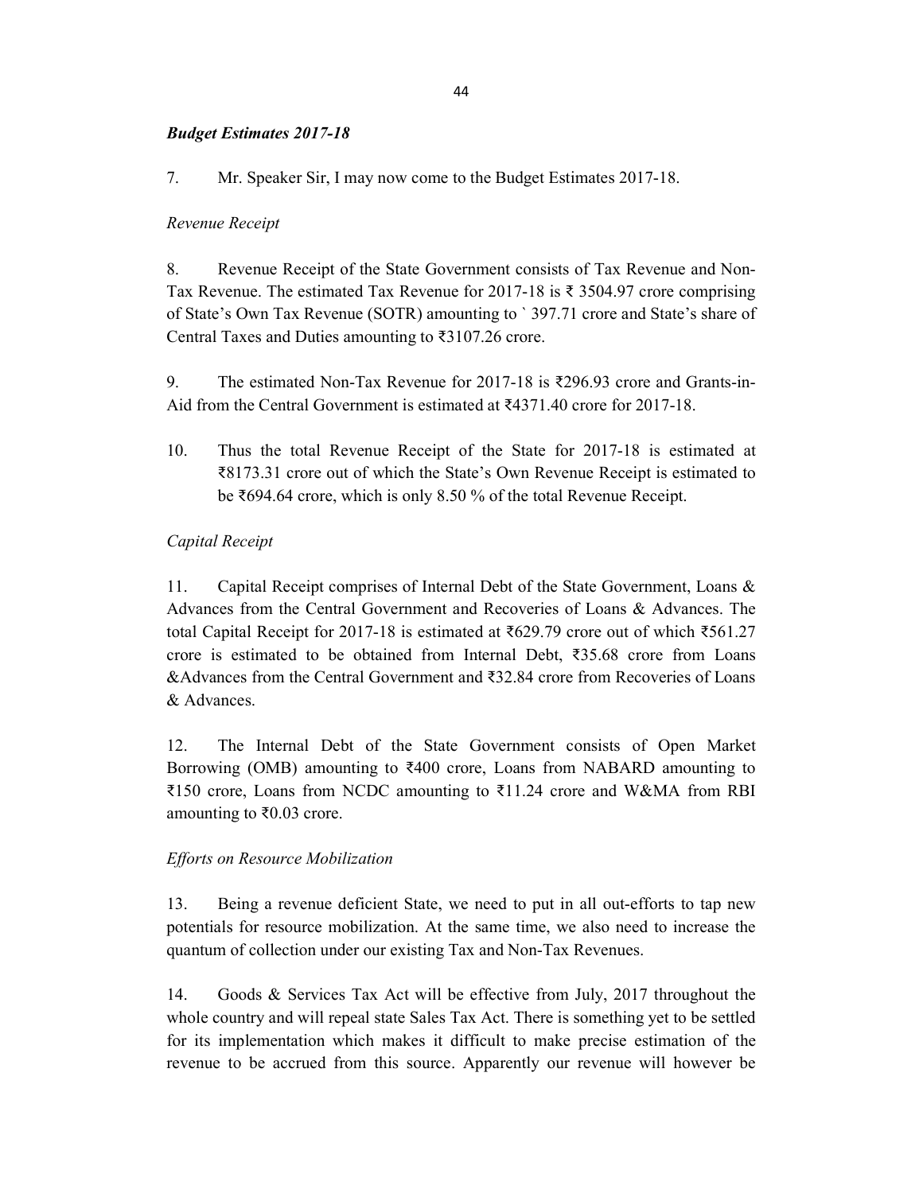***Budget Estimates 2017-18***

7. Mr. Speaker Sir, I may now come to the Budget Estimates 2017-18.

*Revenue Receipt*

8. Revenue Receipt of the State Government consists of Tax Revenue and Non-Tax Revenue. The estimated Tax Revenue for 2017-18 is ₹ 3504.97 crore comprising of State's Own Tax Revenue (SOTR) amounting to ` 397.71 crore and State's share of Central Taxes and Duties amounting to ₹3107.26 crore.

9. The estimated Non-Tax Revenue for 2017-18 is ₹296.93 crore and Grants-in-Aid from the Central Government is estimated at ₹4371.40 crore for 2017-18.

10. Thus the total Revenue Receipt of the State for 2017-18 is estimated at ₹8173.31 crore out of which the State's Own Revenue Receipt is estimated to be ₹694.64 crore, which is only 8.50 % of the total Revenue Receipt.

*Capital Receipt*

11. Capital Receipt comprises of Internal Debt of the State Government, Loans & Advances from the Central Government and Recoveries of Loans & Advances. The total Capital Receipt for 2017-18 is estimated at ₹629.79 crore out of which ₹561.27 crore is estimated to be obtained from Internal Debt, ₹35.68 crore from Loans &Advances from the Central Government and ₹32.84 crore from Recoveries of Loans & Advances.

12. The Internal Debt of the State Government consists of Open Market Borrowing (OMB) amounting to ₹400 crore, Loans from NABARD amounting to ₹150 crore, Loans from NCDC amounting to ₹11.24 crore and W&MA from RBI amounting to ₹0.03 crore.

*Efforts on Resource Mobilization*

13. Being a revenue deficient State, we need to put in all out-efforts to tap new potentials for resource mobilization. At the same time, we also need to increase the quantum of collection under our existing Tax and Non-Tax Revenues.

14. Goods & Services Tax Act will be effective from July, 2017 throughout the whole country and will repeal state Sales Tax Act. There is something yet to be settled for its implementation which makes it difficult to make precise estimation of the revenue to be accrued from this source. Apparently our revenue will however be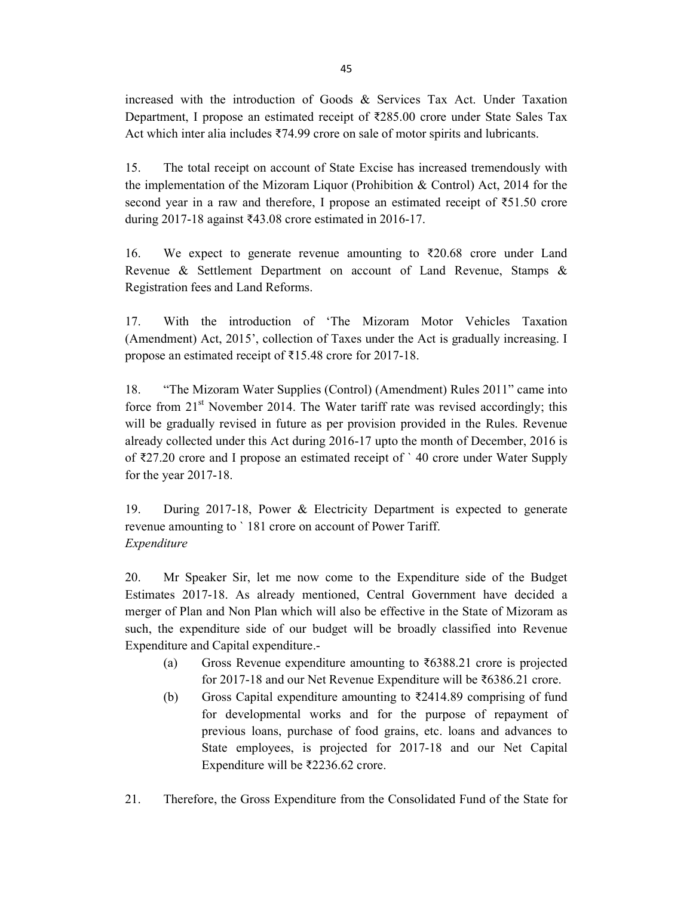increased with the introduction of Goods & Services Tax Act. Under Taxation Department, I propose an estimated receipt of ₹285.00 crore under State Sales Tax Act which inter alia includes ₹74.99 crore on sale of motor spirits and lubricants.

15. The total receipt on account of State Excise has increased tremendously with the implementation of the Mizoram Liquor (Prohibition & Control) Act, 2014 for the second year in a raw and therefore, I propose an estimated receipt of ₹51.50 crore during 2017-18 against ₹43.08 crore estimated in 2016-17.

16. We expect to generate revenue amounting to ₹20.68 crore under Land Revenue & Settlement Department on account of Land Revenue, Stamps & Registration fees and Land Reforms.

17. With the introduction of 'The Mizoram Motor Vehicles Taxation (Amendment) Act, 2015', collection of Taxes under the Act is gradually increasing. I propose an estimated receipt of ₹15.48 crore for 2017-18.

18. "The Mizoram Water Supplies (Control) (Amendment) Rules 2011" came into force from 21st November 2014. The Water tariff rate was revised accordingly; this will be gradually revised in future as per provision provided in the Rules. Revenue already collected under this Act during 2016-17 upto the month of December, 2016 is of ₹27.20 crore and I propose an estimated receipt of ` 40 crore under Water Supply for the year 2017-18.

19. During 2017-18, Power & Electricity Department is expected to generate revenue amounting to ` 181 crore on account of Power Tariff.

*Expenditure*

20. Mr Speaker Sir, let me now come to the Expenditure side of the Budget Estimates 2017-18. As already mentioned, Central Government have decided a merger of Plan and Non Plan which will also be effective in the State of Mizoram as such, the expenditure side of our budget will be broadly classified into Revenue Expenditure and Capital expenditure.-

(a) Gross Revenue expenditure amounting to ₹6388.21 crore is projected for 2017-18 and our Net Revenue Expenditure will be ₹6386.21 crore.

(b) Gross Capital expenditure amounting to ₹2414.89 comprising of fund for developmental works and for the purpose of repayment of previous loans, purchase of food grains, etc. loans and advances to State employees, is projected for 2017-18 and our Net Capital Expenditure will be ₹2236.62 crore.

21. Therefore, the Gross Expenditure from the Consolidated Fund of the State for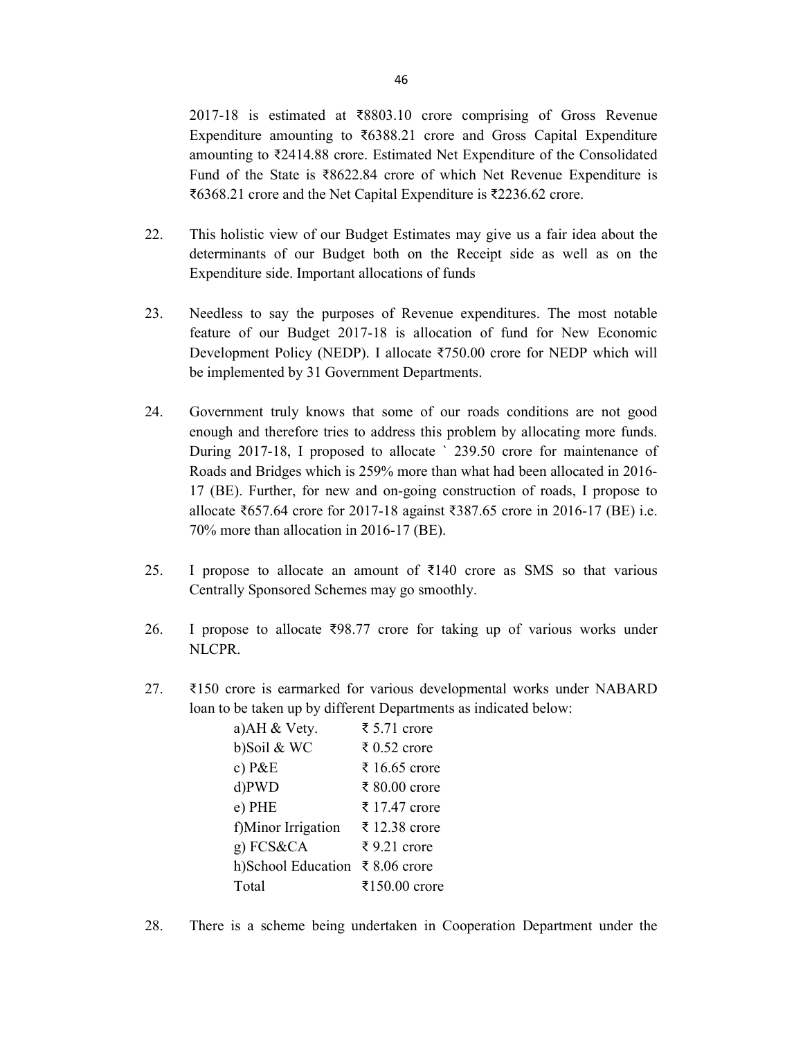2017-18 is estimated at ₹8803.10 crore comprising of Gross Revenue Expenditure amounting to ₹6388.21 crore and Gross Capital Expenditure amounting to ₹2414.88 crore. Estimated Net Expenditure of the Consolidated Fund of the State is ₹8622.84 crore of which Net Revenue Expenditure is ₹6368.21 crore and the Net Capital Expenditure is ₹2236.62 crore.

22. This holistic view of our Budget Estimates may give us a fair idea about the determinants of our Budget both on the Receipt side as well as on the Expenditure side. Important allocations of funds

23. Needless to say the purposes of Revenue expenditures. The most notable feature of our Budget 2017-18 is allocation of fund for New Economic Development Policy (NEDP). I allocate ₹750.00 crore for NEDP which will be implemented by 31 Government Departments.

24. Government truly knows that some of our roads conditions are not good enough and therefore tries to address this problem by allocating more funds. During 2017-18, I proposed to allocate ` 239.50 crore for maintenance of Roads and Bridges which is 259% more than what had been allocated in 2016-17 (BE). Further, for new and on-going construction of roads, I propose to allocate ₹657.64 crore for 2017-18 against ₹387.65 crore in 2016-17 (BE) i.e. 70% more than allocation in 2016-17 (BE).

25. I propose to allocate an amount of ₹140 crore as SMS so that various Centrally Sponsored Schemes may go smoothly.

26. I propose to allocate ₹98.77 crore for taking up of various works under NLCPR.

27. ₹150 crore is earmarked for various developmental works under NABARD loan to be taken up by different Departments as indicated below:

| | |
|---|---|
| a)AH & Vety. | ₹ 5.71 crore |
| b)Soil & WC | ₹ 0.52 crore |
| c) P&E | ₹ 16.65 crore |
| d)PWD | ₹ 80.00 crore |
| e) PHE | ₹ 17.47 crore |
| f)Minor Irrigation | ₹ 12.38 crore |
| g) FCS&CA | ₹ 9.21 crore |
| h)School Education | ₹ 8.06 crore |
| Total | ₹150.00 crore |

28. There is a scheme being undertaken in Cooperation Department under the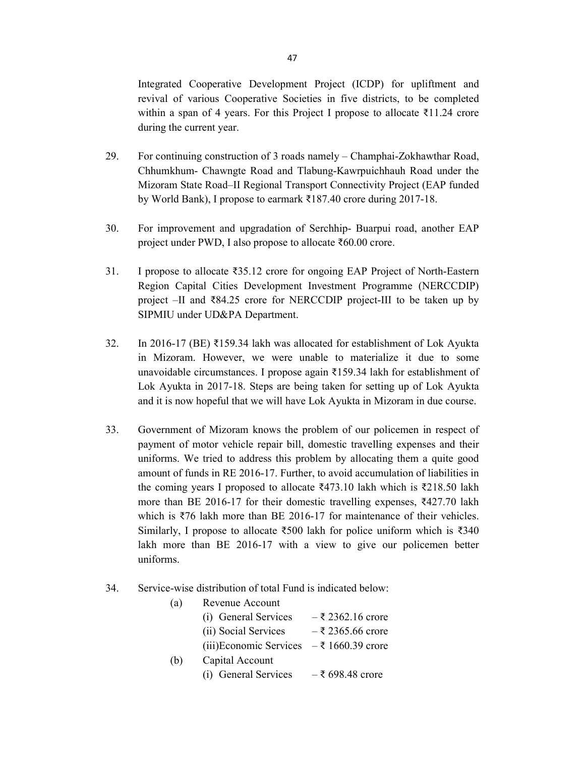Integrated Cooperative Development Project (ICDP) for upliftment and revival of various Cooperative Societies in five districts, to be completed within a span of 4 years. For this Project I propose to allocate ₹11.24 crore during the current year.

29. For continuing construction of 3 roads namely – Champhai-Zokhawthar Road, Chhumkhum- Chawngte Road and Tlabung-Kawrpuichhauh Road under the Mizoram State Road–II Regional Transport Connectivity Project (EAP funded by World Bank), I propose to earmark ₹187.40 crore during 2017-18.

30. For improvement and upgradation of Serchhip- Buarpui road, another EAP project under PWD, I also propose to allocate ₹60.00 crore.

31. I propose to allocate ₹35.12 crore for ongoing EAP Project of North-Eastern Region Capital Cities Development Investment Programme (NERCCDIP) project –II and ₹84.25 crore for NERCCDIP project-III to be taken up by SIPMIU under UD&PA Department.

32. In 2016-17 (BE) ₹159.34 lakh was allocated for establishment of Lok Ayukta in Mizoram. However, we were unable to materialize it due to some unavoidable circumstances. I propose again ₹159.34 lakh for establishment of Lok Ayukta in 2017-18. Steps are being taken for setting up of Lok Ayukta and it is now hopeful that we will have Lok Ayukta in Mizoram in due course.

33. Government of Mizoram knows the problem of our policemen in respect of payment of motor vehicle repair bill, domestic travelling expenses and their uniforms. We tried to address this problem by allocating them a quite good amount of funds in RE 2016-17. Further, to avoid accumulation of liabilities in the coming years I proposed to allocate ₹473.10 lakh which is ₹218.50 lakh more than BE 2016-17 for their domestic travelling expenses, ₹427.70 lakh which is ₹76 lakh more than BE 2016-17 for maintenance of their vehicles. Similarly, I propose to allocate ₹500 lakh for police uniform which is ₹340 lakh more than BE 2016-17 with a view to give our policemen better uniforms.

34. Service-wise distribution of total Fund is indicated below:

(a) Revenue Account
- (i) General Services – ₹ 2362.16 crore
- (ii) Social Services – ₹ 2365.66 crore
- (iii)Economic Services – ₹ 1660.39 crore

(b) Capital Account
- (i) General Services – ₹ 698.48 crore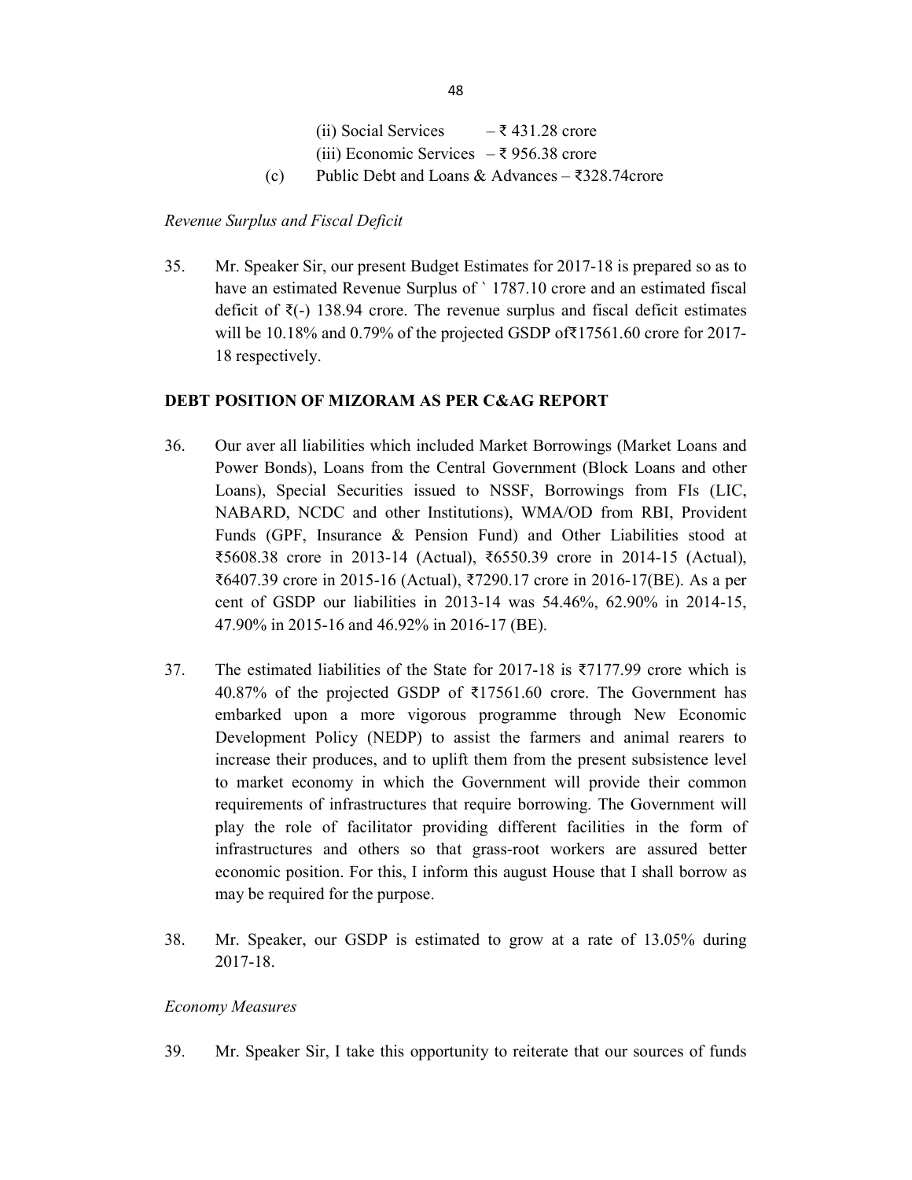(ii) Social Services – ₹ 431.28 crore

(iii) Economic Services – ₹ 956.38 crore

(c) Public Debt and Loans & Advances – ₹328.74crore

*Revenue Surplus and Fiscal Deficit*

35. Mr. Speaker Sir, our present Budget Estimates for 2017-18 is prepared so as to have an estimated Revenue Surplus of ` 1787.10 crore and an estimated fiscal deficit of ₹(-) 138.94 crore. The revenue surplus and fiscal deficit estimates will be 10.18% and 0.79% of the projected GSDP of₹17561.60 crore for 2017-18 respectively.

**DEBT POSITION OF MIZORAM AS PER C&AG REPORT**

36. Our aver all liabilities which included Market Borrowings (Market Loans and Power Bonds), Loans from the Central Government (Block Loans and other Loans), Special Securities issued to NSSF, Borrowings from FIs (LIC, NABARD, NCDC and other Institutions), WMA/OD from RBI, Provident Funds (GPF, Insurance & Pension Fund) and Other Liabilities stood at ₹5608.38 crore in 2013-14 (Actual), ₹6550.39 crore in 2014-15 (Actual), ₹6407.39 crore in 2015-16 (Actual), ₹7290.17 crore in 2016-17(BE). As a per cent of GSDP our liabilities in 2013-14 was 54.46%, 62.90% in 2014-15, 47.90% in 2015-16 and 46.92% in 2016-17 (BE).

37. The estimated liabilities of the State for 2017-18 is ₹7177.99 crore which is 40.87% of the projected GSDP of ₹17561.60 crore. The Government has embarked upon a more vigorous programme through New Economic Development Policy (NEDP) to assist the farmers and animal rearers to increase their produces, and to uplift them from the present subsistence level to market economy in which the Government will provide their common requirements of infrastructures that require borrowing. The Government will play the role of facilitator providing different facilities in the form of infrastructures and others so that grass-root workers are assured better economic position. For this, I inform this august House that I shall borrow as may be required for the purpose.

38. Mr. Speaker, our GSDP is estimated to grow at a rate of 13.05% during 2017-18.

*Economy Measures*

39. Mr. Speaker Sir, I take this opportunity to reiterate that our sources of funds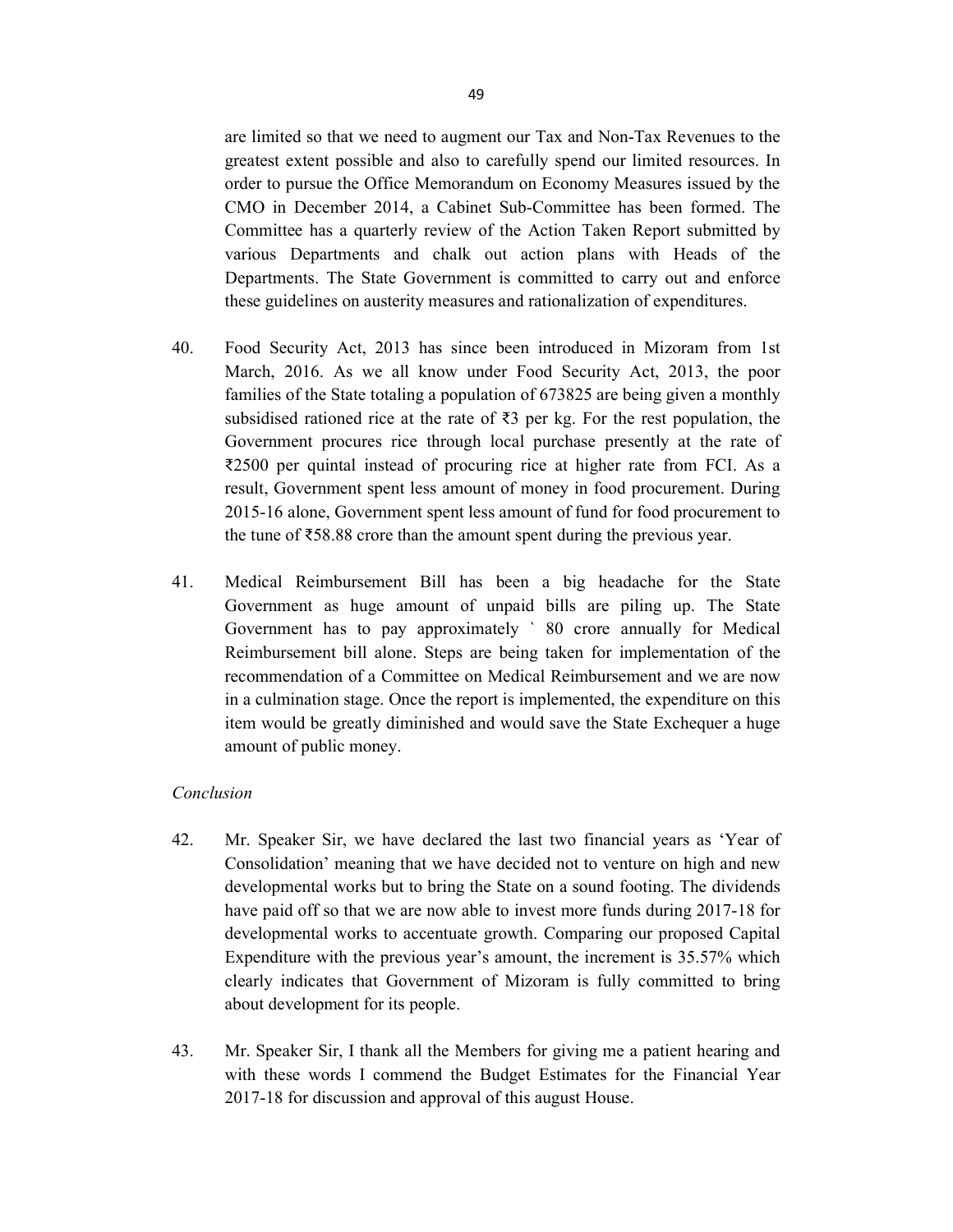are limited so that we need to augment our Tax and Non-Tax Revenues to the greatest extent possible and also to carefully spend our limited resources. In order to pursue the Office Memorandum on Economy Measures issued by the CMO in December 2014, a Cabinet Sub-Committee has been formed. The Committee has a quarterly review of the Action Taken Report submitted by various Departments and chalk out action plans with Heads of the Departments. The State Government is committed to carry out and enforce these guidelines on austerity measures and rationalization of expenditures.

40. Food Security Act, 2013 has since been introduced in Mizoram from 1st March, 2016. As we all know under Food Security Act, 2013, the poor families of the State totaling a population of 673825 are being given a monthly subsidised rationed rice at the rate of ₹3 per kg. For the rest population, the Government procures rice through local purchase presently at the rate of ₹2500 per quintal instead of procuring rice at higher rate from FCI. As a result, Government spent less amount of money in food procurement. During 2015-16 alone, Government spent less amount of fund for food procurement to the tune of ₹58.88 crore than the amount spent during the previous year.

41. Medical Reimbursement Bill has been a big headache for the State Government as huge amount of unpaid bills are piling up. The State Government has to pay approximately ` 80 crore annually for Medical Reimbursement bill alone. Steps are being taken for implementation of the recommendation of a Committee on Medical Reimbursement and we are now in a culmination stage. Once the report is implemented, the expenditure on this item would be greatly diminished and would save the State Exchequer a huge amount of public money.

*Conclusion*

42. Mr. Speaker Sir, we have declared the last two financial years as 'Year of Consolidation' meaning that we have decided not to venture on high and new developmental works but to bring the State on a sound footing. The dividends have paid off so that we are now able to invest more funds during 2017-18 for developmental works to accentuate growth. Comparing our proposed Capital Expenditure with the previous year's amount, the increment is 35.57% which clearly indicates that Government of Mizoram is fully committed to bring about development for its people.

43. Mr. Speaker Sir, I thank all the Members for giving me a patient hearing and with these words I commend the Budget Estimates for the Financial Year 2017-18 for discussion and approval of this august House.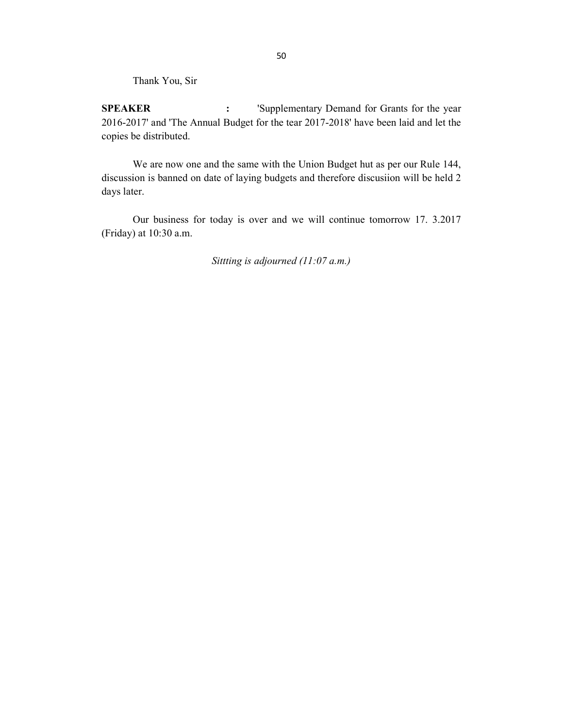Thank You, Sir

**SPEAKER** : 'Supplementary Demand for Grants for the year 2016-2017' and 'The Annual Budget for the tear 2017-2018' have been laid and let the copies be distributed.

We are now one and the same with the Union Budget hut as per our Rule 144, discussion is banned on date of laying budgets and therefore discusiion will be held 2 days later.

Our business for today is over and we will continue tomorrow 17. 3.2017 (Friday) at 10:30 a.m.

*Sittting is adjourned (11:07 a.m.)*